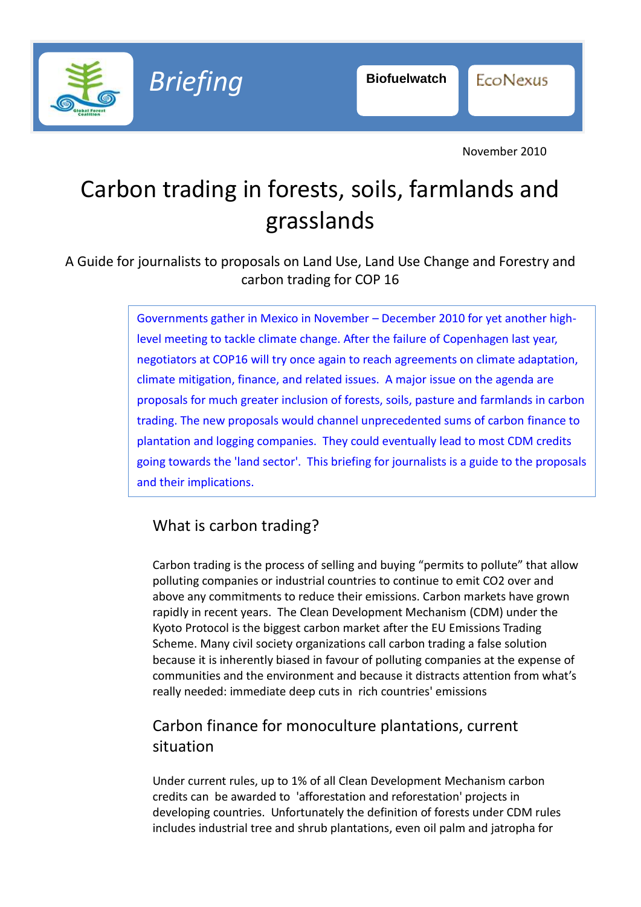Briefing

Biofuelwatch

EcoNexus

November 2010

# Carbon trading in forests, soils, farmlands and grasslands

A Guide for journalists to proposals on Land Use, Land Use Change and Forestry and carbon trading for COP 16

Governments gather in Mexico in November – December 2010 for yet another high-level meeting to tackle climate change. After the failure of Copenhagen last year, negotiators at COP16 will try once again to reach agreements on climate adaptation, climate mitigation, finance, and related issues. A major issue on the agenda are proposals for much greater inclusion of forests, soils, pasture and farmlands in carbon trading. The new proposals would channel unprecedented sums of carbon finance to plantation and logging companies. They could eventually lead to most CDM credits going towards the 'land sector'. This briefing for journalists is a guide to the proposals and their implications.

## What is carbon trading?

Carbon trading is the process of selling and buying "permits to pollute" that allow polluting companies or industrial countries to continue to emit $CO_2$ over and above any commitments to reduce their emissions. Carbon markets have grown rapidly in recent years. The Clean Development Mechanism (CDM) under the Kyoto Protocol is the biggest carbon market after the EU Emissions Trading Scheme. Many civil society organizations call carbon trading a false solution because it is inherently biased in favour of polluting companies at the expense of communities and the environment and because it distracts attention from what's really needed: immediate deep cuts in rich countries' emissions

## Carbon finance for monoculture plantations, current situation

Under current rules, up to 1% of all Clean Development Mechanism carbon credits can be awarded to 'afforestation and reforestation' projects in developing countries. Unfortunately the definition of forests under CDM rules includes industrial tree and shrub plantations, even oil palm and jatropha for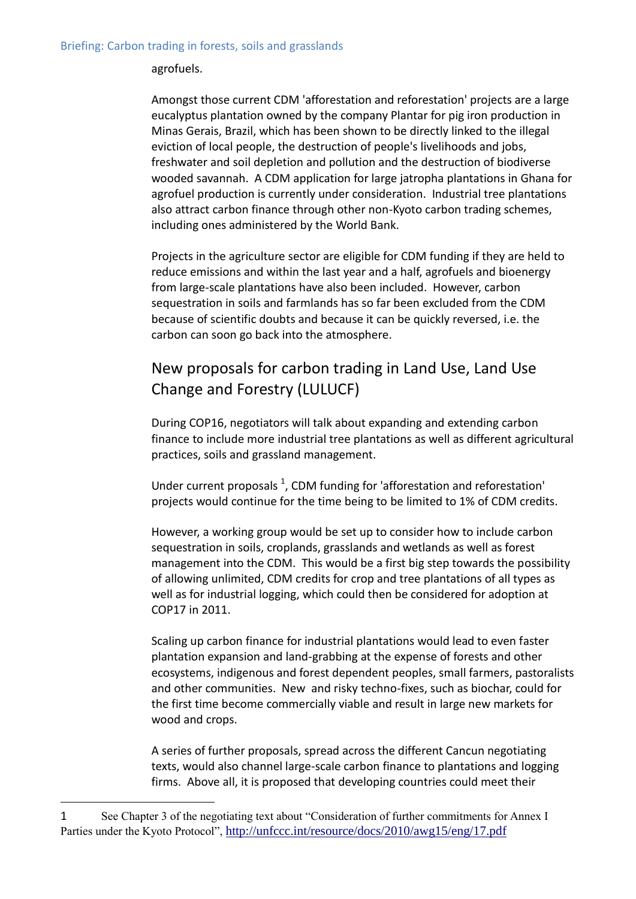agrofuels.

Amongst those current CDM 'afforestation and reforestation' projects are a large eucalyptus plantation owned by the company Plantar for pig iron production in Minas Gerais, Brazil, which has been shown to be directly linked to the illegal eviction of local people, the destruction of people's livelihoods and jobs, freshwater and soil depletion and pollution and the destruction of biodiverse wooded savannah. A CDM application for large jatropha plantations in Ghana for agrofuel production is currently under consideration. Industrial tree plantations also attract carbon finance through other non-Kyoto carbon trading schemes, including ones administered by the World Bank.

Projects in the agriculture sector are eligible for CDM funding if they are held to reduce emissions and within the last year and a half, agrofuels and bioenergy from large-scale plantations have also been included. However, carbon sequestration in soils and farmlands has so far been excluded from the CDM because of scientific doubts and because it can be quickly reversed, i.e. the carbon can soon go back into the atmosphere.

## New proposals for carbon trading in Land Use, Land Use Change and Forestry (LULUCF)

During COP16, negotiators will talk about expanding and extending carbon finance to include more industrial tree plantations as well as different agricultural practices, soils and grassland management.

Under current proposals [1], CDM funding for 'afforestation and reforestation' projects would continue for the time being to be limited to 1% of CDM credits.

However, a working group would be set up to consider how to include carbon sequestration in soils, croplands, grasslands and wetlands as well as forest management into the CDM. This would be a first big step towards the possibility of allowing unlimited, CDM credits for crop and tree plantations of all types as well as for industrial logging, which could then be considered for adoption at COP17 in 2011.

Scaling up carbon finance for industrial plantations would lead to even faster plantation expansion and land-grabbing at the expense of forests and other ecosystems, indigenous and forest dependent peoples, small farmers, pastoralists and other communities. New and risky techno-fixes, such as biochar, could for the first time become commercially viable and result in large new markets for wood and crops.

A series of further proposals, spread across the different Cancun negotiating texts, would also channel large-scale carbon finance to plantations and logging firms. Above all, it is proposed that developing countries could meet their

---

1 See Chapter 3 of the negotiating text about "Consideration of further commitments for Annex I Parties under the Kyoto Protocol", http://unfccc.int/resource/docs/2010/awg15/eng/17.pdf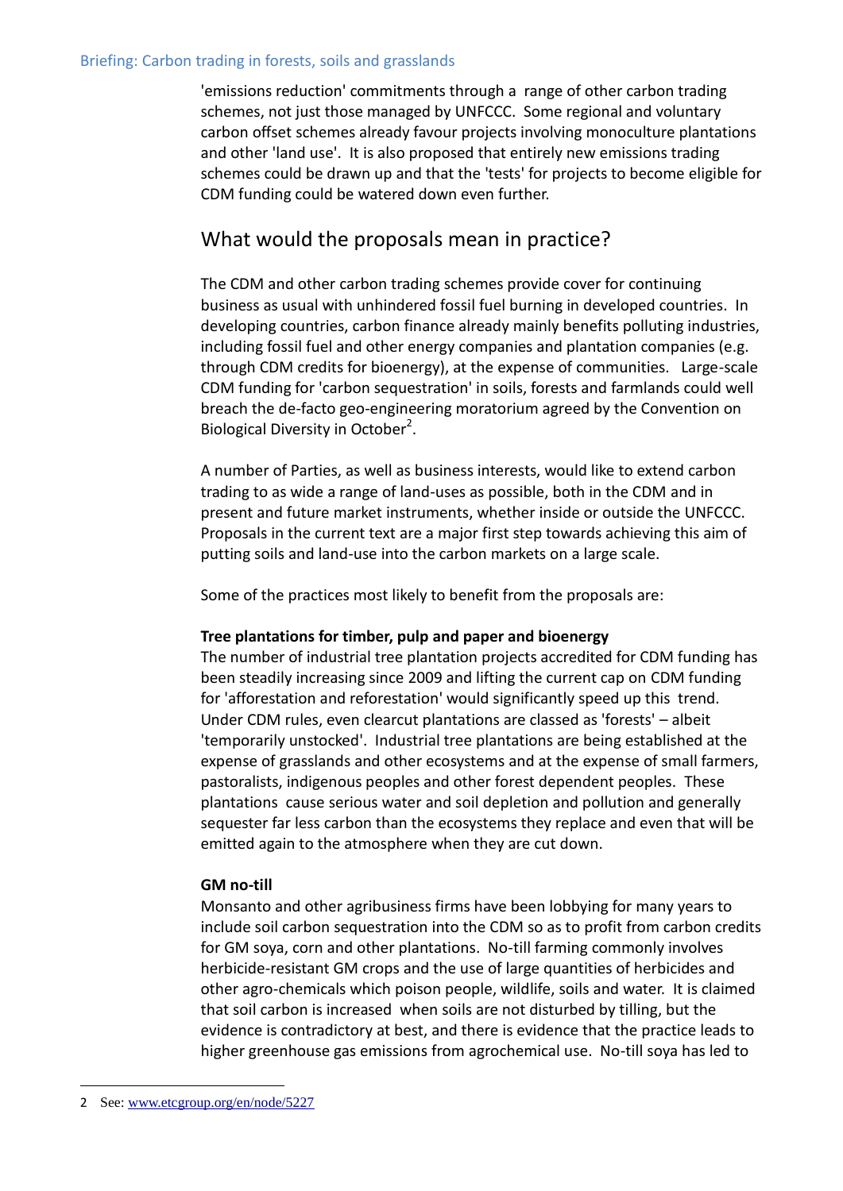'emissions reduction' commitments through a range of other carbon trading schemes, not just those managed by UNFCCC. Some regional and voluntary carbon offset schemes already favour projects involving monoculture plantations and other 'land use'. It is also proposed that entirely new emissions trading schemes could be drawn up and that the 'tests' for projects to become eligible for CDM funding could be watered down even further.

## What would the proposals mean in practice?

The CDM and other carbon trading schemes provide cover for continuing business as usual with unhindered fossil fuel burning in developed countries. In developing countries, carbon finance already mainly benefits polluting industries, including fossil fuel and other energy companies and plantation companies (e.g. through CDM credits for bioenergy), at the expense of communities. Large-scale CDM funding for 'carbon sequestration' in soils, forests and farmlands could well breach the de-facto geo-engineering moratorium agreed by the Convention on Biological Diversity in October[2].

A number of Parties, as well as business interests, would like to extend carbon trading to as wide a range of land-uses as possible, both in the CDM and in present and future market instruments, whether inside or outside the UNFCCC. Proposals in the current text are a major first step towards achieving this aim of putting soils and land-use into the carbon markets on a large scale.

Some of the practices most likely to benefit from the proposals are:

**Tree plantations for timber, pulp and paper and bioenergy**

The number of industrial tree plantation projects accredited for CDM funding has been steadily increasing since 2009 and lifting the current cap on CDM funding for 'afforestation and reforestation' would significantly speed up this trend. Under CDM rules, even clearcut plantations are classed as 'forests' – albeit 'temporarily unstocked'. Industrial tree plantations are being established at the expense of grasslands and other ecosystems and at the expense of small farmers, pastoralists, indigenous peoples and other forest dependent peoples. These plantations cause serious water and soil depletion and pollution and generally sequester far less carbon than the ecosystems they replace and even that will be emitted again to the atmosphere when they are cut down.

**GM no-till**

Monsanto and other agribusiness firms have been lobbying for many years to include soil carbon sequestration into the CDM so as to profit from carbon credits for GM soya, corn and other plantations. No-till farming commonly involves herbicide-resistant GM crops and the use of large quantities of herbicides and other agro-chemicals which poison people, wildlife, soils and water. It is claimed that soil carbon is increased when soils are not disturbed by tilling, but the evidence is contradictory at best, and there is evidence that the practice leads to higher greenhouse gas emissions from agrochemical use. No-till soya has led to

---

2 See: www.etcgroup.org/en/node/5227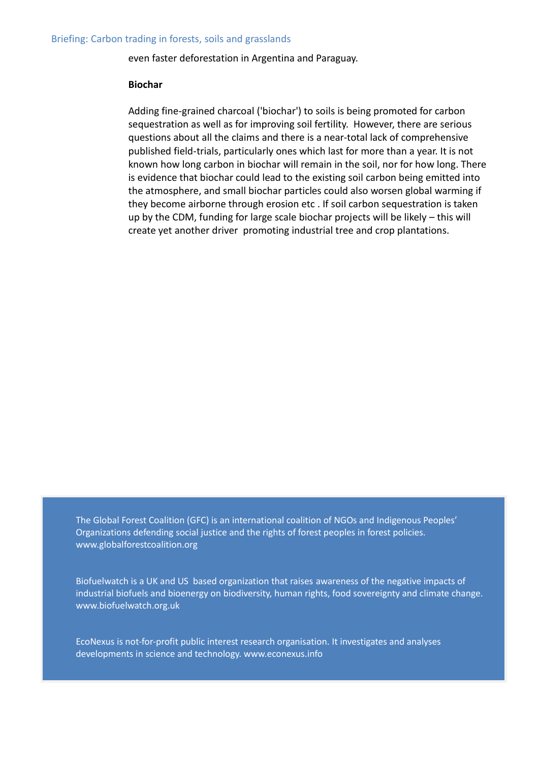even faster deforestation in Argentina and Paraguay.

**Biochar**

Adding fine-grained charcoal ('biochar') to soils is being promoted for carbon sequestration as well as for improving soil fertility. However, there are serious questions about all the claims and there is a near-total lack of comprehensive published field-trials, particularly ones which last for more than a year. It is not known how long carbon in biochar will remain in the soil, nor for how long. There is evidence that biochar could lead to the existing soil carbon being emitted into the atmosphere, and small biochar particles could also worsen global warming if they become airborne through erosion etc . If soil carbon sequestration is taken up by the CDM, funding for large scale biochar projects will be likely – this will create yet another driver promoting industrial tree and crop plantations.

The Global Forest Coalition (GFC) is an international coalition of NGOs and Indigenous Peoples' Organizations defending social justice and the rights of forest peoples in forest policies. www.globalforestcoalition.org

Biofuelwatch is a UK and US based organization that raises awareness of the negative impacts of industrial biofuels and bioenergy on biodiversity, human rights, food sovereignty and climate change. www.biofuelwatch.org.uk

EcoNexus is not-for-profit public interest research organisation. It investigates and analyses developments in science and technology. www.econexus.info